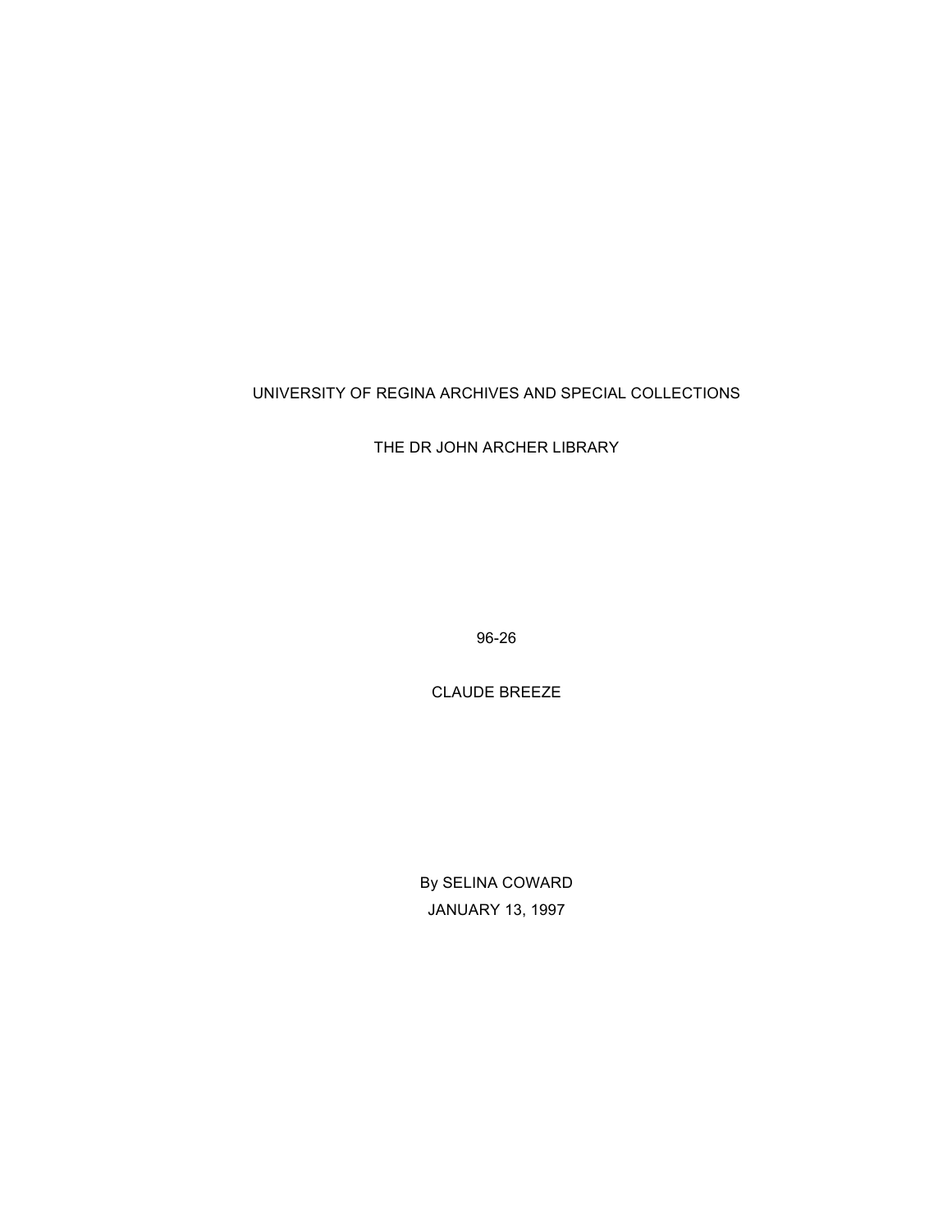UNIVERSITY OF REGINA ARCHIVES AND SPECIAL COLLECTIONS

THE DR JOHN ARCHER LIBRARY

96-26

CLAUDE BREEZE

By SELINA COWARD

JANUARY 13, 1997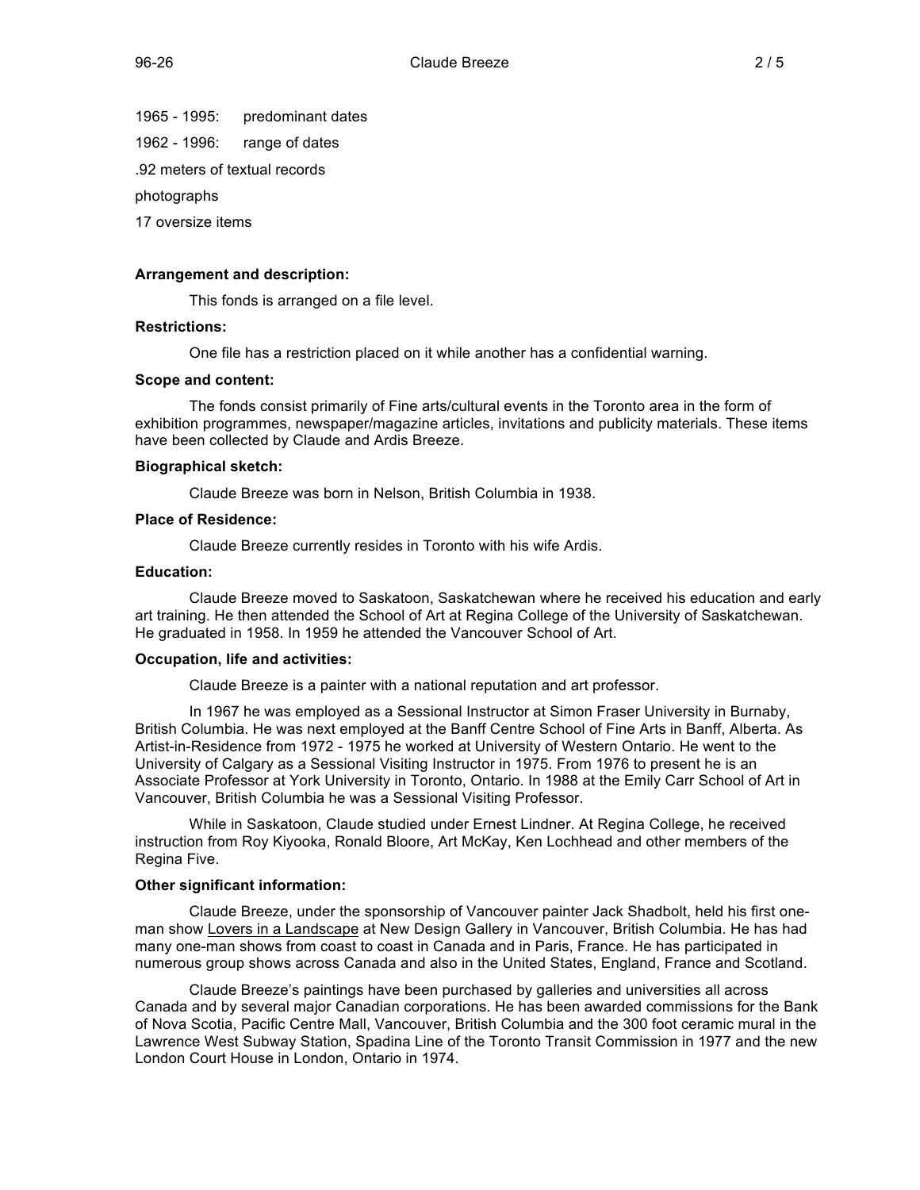1965 - 1995: predominant dates

1962 - 1996: range of dates

.92 meters of textual records

photographs

17 oversize items

**Arrangement and description:**

This fonds is arranged on a file level.

**Restrictions:**

One file has a restriction placed on it while another has a confidential warning.

**Scope and content:**

The fonds consist primarily of Fine arts/cultural events in the Toronto area in the form of exhibition programmes, newspaper/magazine articles, invitations and publicity materials. These items have been collected by Claude and Ardis Breeze.

**Biographical sketch:**

Claude Breeze was born in Nelson, British Columbia in 1938.

**Place of Residence:**

Claude Breeze currently resides in Toronto with his wife Ardis.

**Education:**

Claude Breeze moved to Saskatoon, Saskatchewan where he received his education and early art training. He then attended the School of Art at Regina College of the University of Saskatchewan. He graduated in 1958. In 1959 he attended the Vancouver School of Art.

**Occupation, life and activities:**

Claude Breeze is a painter with a national reputation and art professor.

In 1967 he was employed as a Sessional Instructor at Simon Fraser University in Burnaby, British Columbia. He was next employed at the Banff Centre School of Fine Arts in Banff, Alberta. As Artist-in-Residence from 1972 - 1975 he worked at University of Western Ontario. He went to the University of Calgary as a Sessional Visiting Instructor in 1975. From 1976 to present he is an Associate Professor at York University in Toronto, Ontario. In 1988 at the Emily Carr School of Art in Vancouver, British Columbia he was a Sessional Visiting Professor.

While in Saskatoon, Claude studied under Ernest Lindner. At Regina College, he received instruction from Roy Kiyooka, Ronald Bloore, Art McKay, Ken Lochhead and other members of the Regina Five.

**Other significant information:**

Claude Breeze, under the sponsorship of Vancouver painter Jack Shadbolt, held his first one-man show Lovers in a Landscape at New Design Gallery in Vancouver, British Columbia. He has had many one-man shows from coast to coast in Canada and in Paris, France. He has participated in numerous group shows across Canada and also in the United States, England, France and Scotland.

Claude Breeze's paintings have been purchased by galleries and universities all across Canada and by several major Canadian corporations. He has been awarded commissions for the Bank of Nova Scotia, Pacific Centre Mall, Vancouver, British Columbia and the 300 foot ceramic mural in the Lawrence West Subway Station, Spadina Line of the Toronto Transit Commission in 1977 and the new London Court House in London, Ontario in 1974.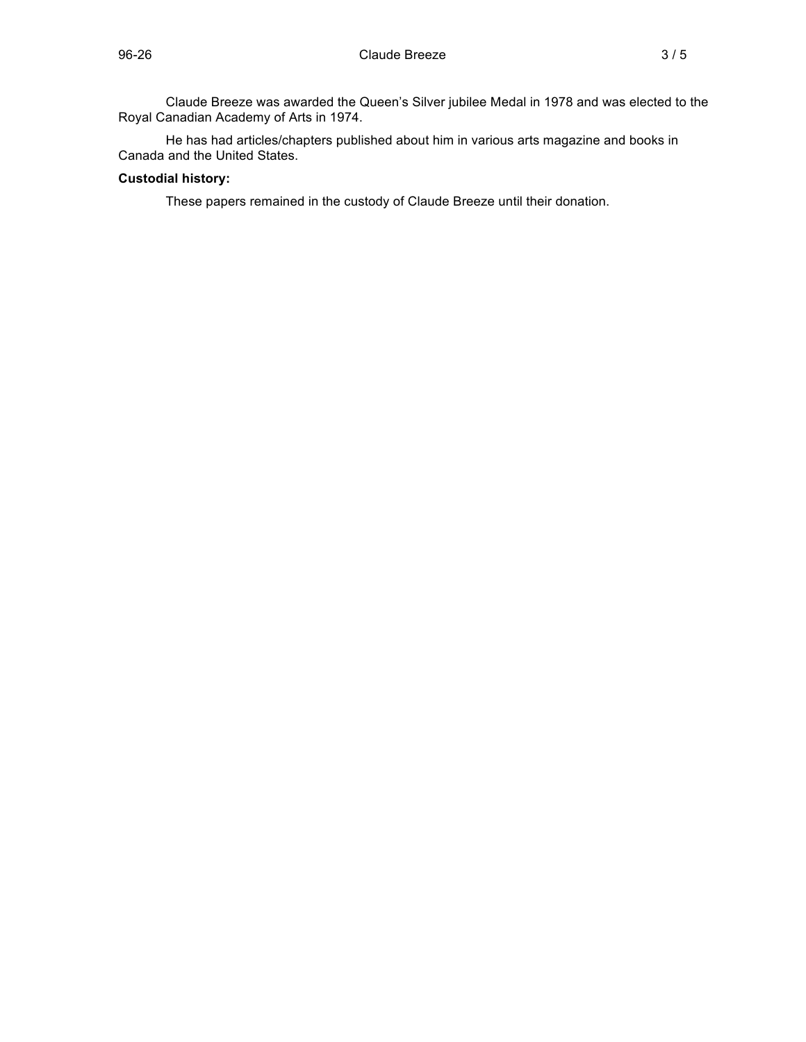Claude Breeze was awarded the Queen's Silver jubilee Medal in 1978 and was elected to the Royal Canadian Academy of Arts in 1974.

He has had articles/chapters published about him in various arts magazine and books in Canada and the United States.

**Custodial history:**

These papers remained in the custody of Claude Breeze until their donation.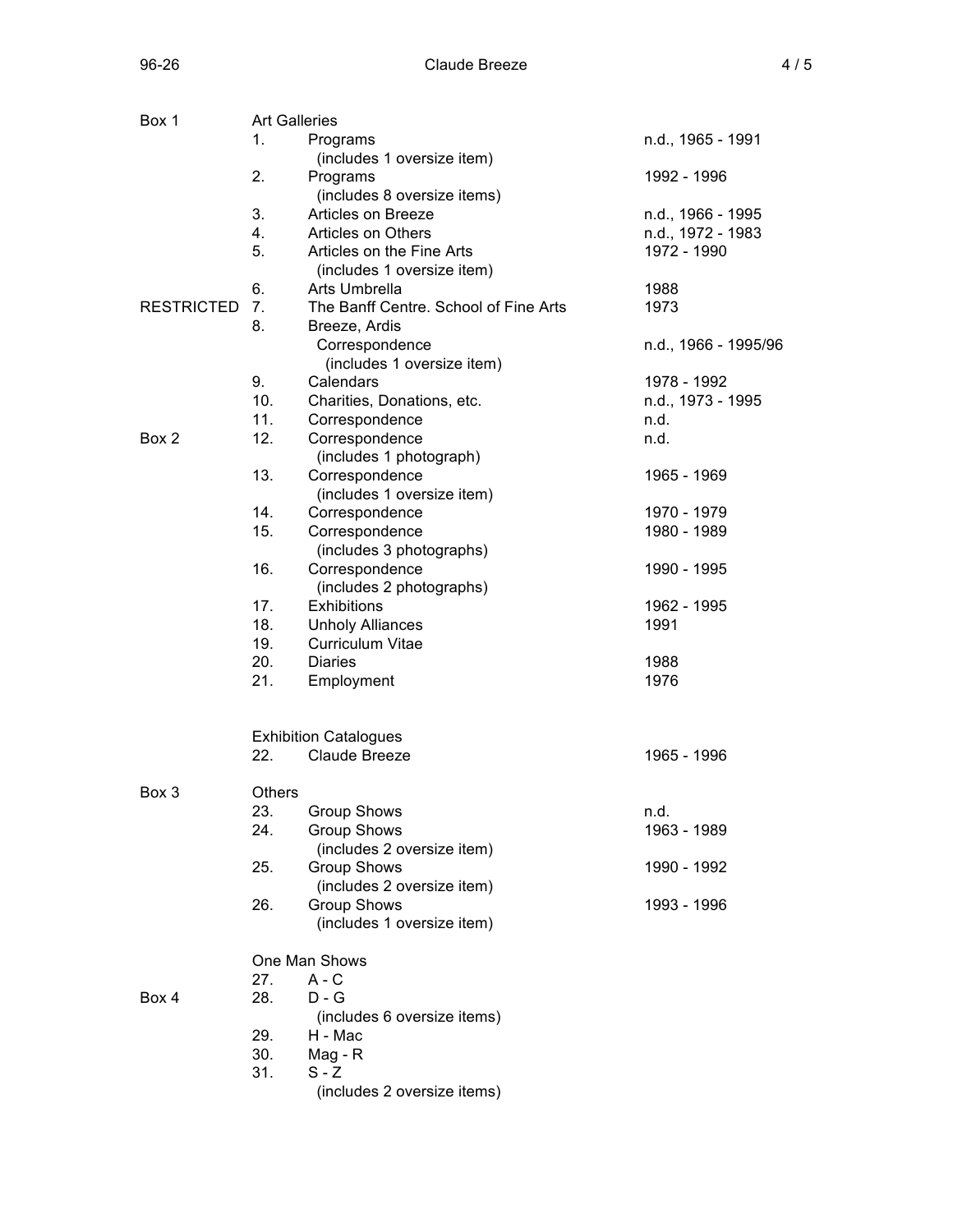| Box | No. | Title | Dates |
| --- | --- | --- | --- |
| Box 1 | | Art Galleries | |
| | 1. | Programs (includes 1 oversize item) | n.d., 1965 - 1991 |
| | 2. | Programs (includes 8 oversize items) | 1992 - 1996 |
| | 3. | Articles on Breeze | n.d., 1966 - 1995 |
| | 4. | Articles on Others | n.d., 1972 - 1983 |
| | 5. | Articles on the Fine Arts (includes 1 oversize item) | 1972 - 1990 |
| | 6. | Arts Umbrella | 1988 |
| RESTRICTED | 7. | The Banff Centre. School of Fine Arts | 1973 |
| | 8. | Breeze, Ardis | |
| | | Correspondence (includes 1 oversize item) | n.d., 1966 - 1995/96 |
| | 9. | Calendars | 1978 - 1992 |
| | 10. | Charities, Donations, etc. | n.d., 1973 - 1995 |
| | 11. | Correspondence | n.d. |
| Box 2 | 12. | Correspondence (includes 1 photograph) | n.d. |
| | 13. | Correspondence (includes 1 oversize item) | 1965 - 1969 |
| | 14. | Correspondence | 1970 - 1979 |
| | 15. | Correspondence (includes 3 photographs) | 1980 - 1989 |
| | 16. | Correspondence (includes 2 photographs) | 1990 - 1995 |
| | 17. | Exhibitions | 1962 - 1995 |
| | 18. | Unholy Alliances | 1991 |
| | 19. | Curriculum Vitae | |
| | 20. | Diaries | 1988 |
| | 21. | Employment | 1976 |
| | | Exhibition Catalogues | |
| | 22. | Claude Breeze | 1965 - 1996 |
| Box 3 | | Others | |
| | 23. | Group Shows | n.d. |
| | 24. | Group Shows (includes 2 oversize item) | 1963 - 1989 |
| | 25. | Group Shows (includes 2 oversize item) | 1990 - 1992 |
| | 26. | Group Shows (includes 1 oversize item) | 1993 - 1996 |
| | | One Man Shows | |
| | 27. | A - C | |
| Box 4 | 28. | D - G (includes 6 oversize items) | |
| | 29. | H - Mac | |
| | 30. | Mag - R | |
| | 31. | S - Z (includes 2 oversize items) | |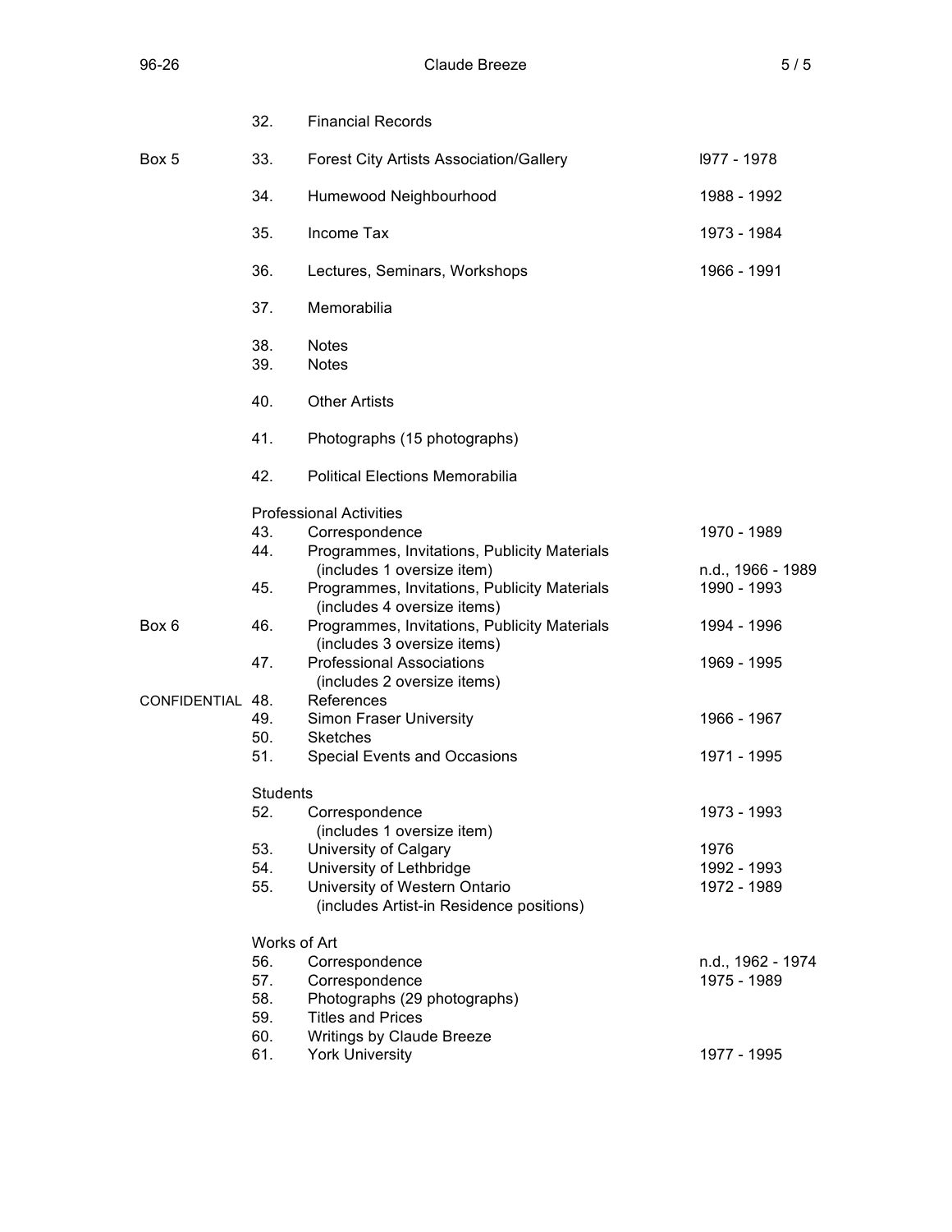| | | | |
|---|---|---|---|
| | 32. | Financial Records | |
| Box 5 | 33. | Forest City Artists Association/Gallery | l977 - 1978 |
| | 34. | Humewood Neighbourhood | 1988 - 1992 |
| | 35. | Income Tax | 1973 - 1984 |
| | 36. | Lectures, Seminars, Workshops | 1966 - 1991 |
| | 37. | Memorabilia | |
| | 38. | Notes | |
| | 39. | Notes | |
| | 40. | Other Artists | |
| | 41. | Photographs (15 photographs) | |
| | 42. | Political Elections Memorabilia | |
| | | **Professional Activities** | |
| | 43. | Correspondence | 1970 - 1989 |
| | 44. | Programmes, Invitations, Publicity Materials (includes 1 oversize item) | n.d., 1966 - 1989 |
| | 45. | Programmes, Invitations, Publicity Materials (includes 4 oversize items) | 1990 - 1993 |
| Box 6 | 46. | Programmes, Invitations, Publicity Materials (includes 3 oversize items) | 1994 - 1996 |
| | 47. | Professional Associations (includes 2 oversize items) | 1969 - 1995 |
| CONFIDENTIAL | 48. | References | |
| | 49. | Simon Fraser University | 1966 - 1967 |
| | 50. | Sketches | |
| | 51. | Special Events and Occasions | 1971 - 1995 |
| | | **Students** | |
| | 52. | Correspondence (includes 1 oversize item) | 1973 - 1993 |
| | 53. | University of Calgary | 1976 |
| | 54. | University of Lethbridge | 1992 - 1993 |
| | 55. | University of Western Ontario (includes Artist-in Residence positions) | 1972 - 1989 |
| | | **Works of Art** | |
| | 56. | Correspondence | n.d., 1962 - 1974 |
| | 57. | Correspondence | 1975 - 1989 |
| | 58. | Photographs (29 photographs) | |
| | 59. | Titles and Prices | |
| | 60. | Writings by Claude Breeze | |
| | 61. | York University | 1977 - 1995 |